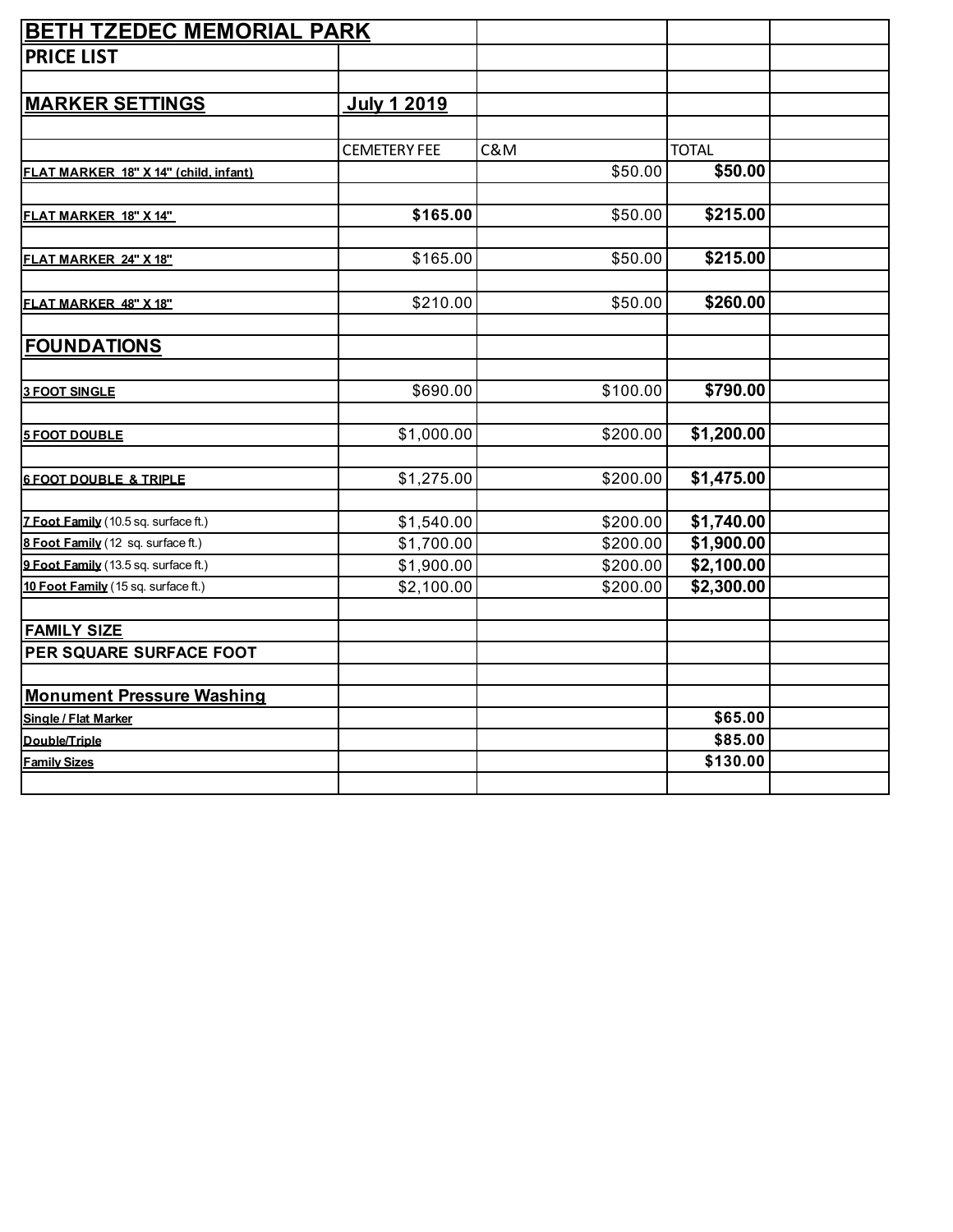# BETH TZEDEC MEMORIAL PARK

## PRICE LIST

| MARKER SETTINGS | July 1 2019 | | |
|---|---|---|---|
| | CEMETERY FEE | C&M | TOTAL |
| FLAT MARKER 18" X 14" (child, infant) | | $50.00 | **$50.00** |
| FLAT MARKER 18" X 14" | **$165.00** | $50.00 | **$215.00** |
| FLAT MARKER 24" X 18" | $165.00 | $50.00 | **$215.00** |
| FLAT MARKER 48" X 18" | $210.00 | $50.00 | **$260.00** |
| **FOUNDATIONS** | | | |
| 3 FOOT SINGLE | $690.00 | $100.00 | **$790.00** |
| 5 FOOT DOUBLE | $1,000.00 | $200.00 | **$1,200.00** |
| 6 FOOT DOUBLE & TRIPLE | $1,275.00 | $200.00 | **$1,475.00** |
| 7 Foot Family (10.5 sq. surface ft.) | $1,540.00 | $200.00 | **$1,740.00** |
| 8 Foot Family (12 sq. surface ft.) | $1,700.00 | $200.00 | **$1,900.00** |
| 9 Foot Family (13.5 sq. surface ft.) | $1,900.00 | $200.00 | **$2,100.00** |
| 10 Foot Family (15 sq. surface ft.) | $2,100.00 | $200.00 | **$2,300.00** |
| **FAMILY SIZE** | | | |
| **PER SQUARE SURFACE FOOT** | | | |
| **Monument Pressure Washing** | | | |
| Single / Flat Marker | | | **$65.00** |
| Double/Triple | | | **$85.00** |
| Family Sizes | | | **$130.00** |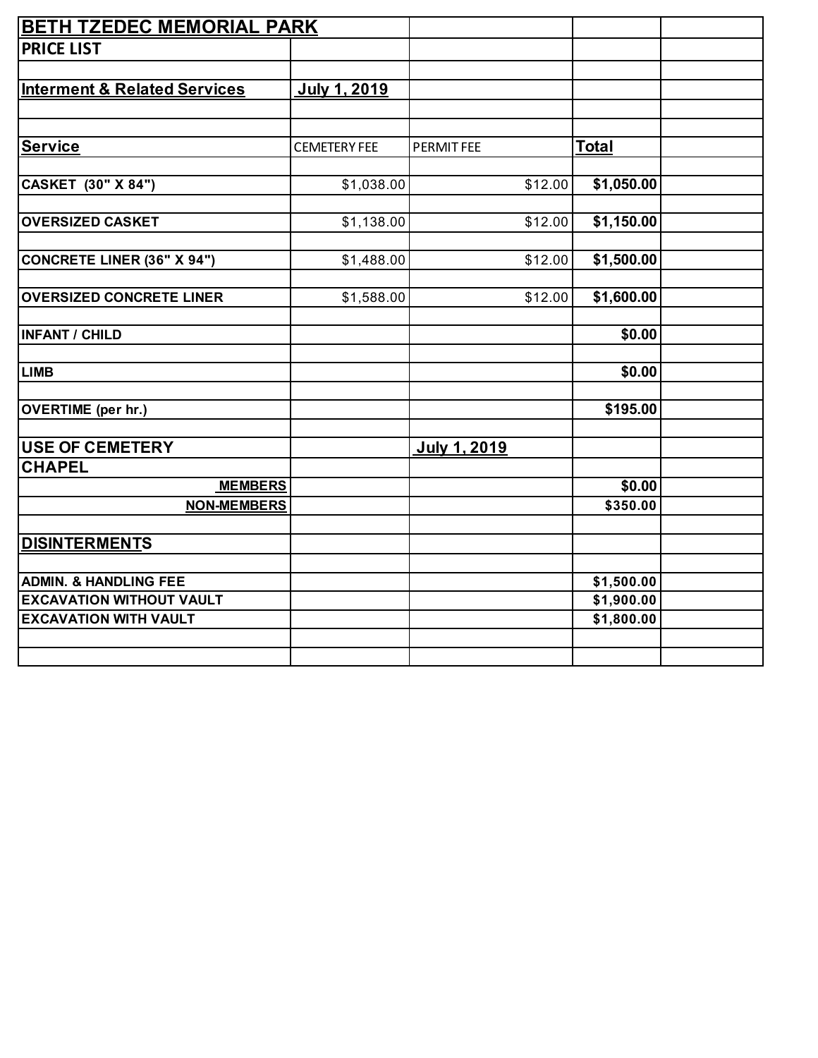# BETH TZEDEC MEMORIAL PARK

## PRICE LIST

| Interment & Related Services | July 1, 2019 | | |
|---|---|---|---|
| **Service** | CEMETERY FEE | PERMIT FEE | **Total** |
| **CASKET (30" X 84")** | $1,038.00 | $12.00 | **$1,050.00** |
| **OVERSIZED CASKET** | $1,138.00 | $12.00 | **$1,150.00** |
| **CONCRETE LINER (36" X 94")** | $1,488.00 | $12.00 | **$1,500.00** |
| **OVERSIZED CONCRETE LINER** | $1,588.00 | $12.00 | **$1,600.00** |
| **INFANT / CHILD** | | | **$0.00** |
| **LIMB** | | | **$0.00** |
| **OVERTIME (per hr.)** | | | **$195.00** |
| **USE OF CEMETERY** | | July 1, 2019 | |
| **CHAPEL** | | | |
| **MEMBERS** | | | **$0.00** |
| **NON-MEMBERS** | | | **$350.00** |
| **DISINTERMENTS** | | | |
| **ADMIN. & HANDLING FEE** | | | **$1,500.00** |
| **EXCAVATION WITHOUT VAULT** | | | **$1,900.00** |
| **EXCAVATION WITH VAULT** | | | **$1,800.00** |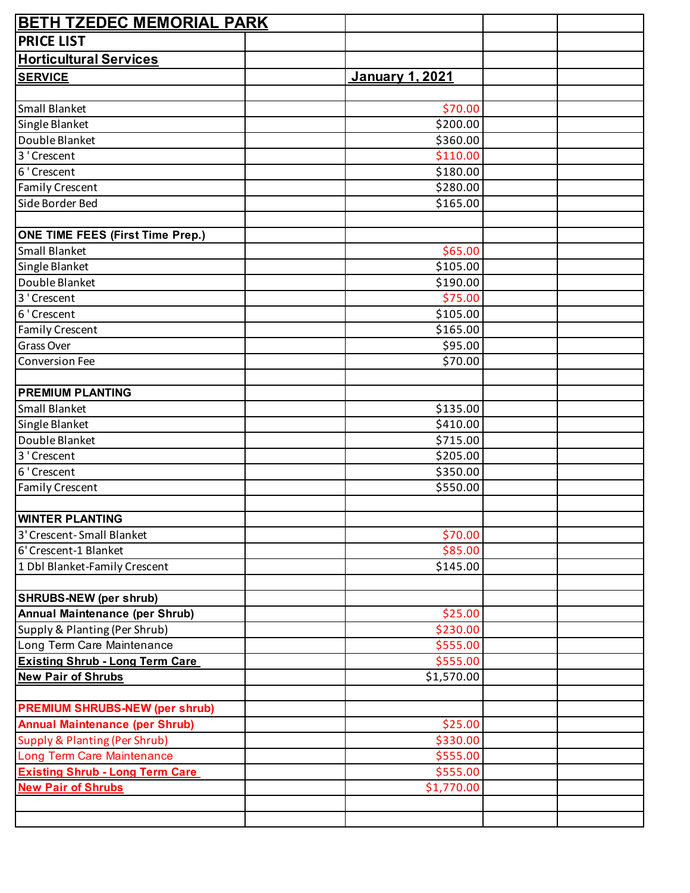# BETH TZEDEC MEMORIAL PARK

## PRICE LIST

### Horticultural Services

| SERVICE | January 1, 2021 |
|---|---|
| Small Blanket | $70.00 |
| Single Blanket | $200.00 |
| Double Blanket | $360.00 |
| 3 ' Crescent | $110.00 |
| 6 ' Crescent | $180.00 |
| Family Crescent | $280.00 |
| Side Border Bed | $165.00 |
| | |
| **ONE TIME FEES (First Time Prep.)** | |
| Small Blanket | $65.00 |
| Single Blanket | $105.00 |
| Double Blanket | $190.00 |
| 3 ' Crescent | $75.00 |
| 6 ' Crescent | $105.00 |
| Family Crescent | $165.00 |
| Grass Over | $95.00 |
| Conversion Fee | $70.00 |
| | |
| **PREMIUM PLANTING** | |
| Small Blanket | $135.00 |
| Single Blanket | $410.00 |
| Double Blanket | $715.00 |
| 3 ' Crescent | $205.00 |
| 6 ' Crescent | $350.00 |
| Family Crescent | $550.00 |
| | |
| **WINTER PLANTING** | |
| 3' Crescent- Small Blanket | $70.00 |
| 6' Crescent-1 Blanket | $85.00 |
| 1 Dbl Blanket-Family Crescent | $145.00 |
| | |
| **SHRUBS-NEW (per shrub)** | |
| **Annual Maintenance (per Shrub)** | $25.00 |
| Supply & Planting (Per Shrub) | $230.00 |
| Long Term Care Maintenance | $555.00 |
| **Existing Shrub - Long Term Care** | $555.00 |
| **New Pair of Shrubs** | $1,570.00 |
| | |
| **PREMIUM SHRUBS-NEW (per shrub)** | |
| **Annual Maintenance (per Shrub)** | $25.00 |
| Supply & Planting (Per Shrub) | $330.00 |
| Long Term Care Maintenance | $555.00 |
| **Existing Shrub - Long Term Care** | $555.00 |
| **New Pair of Shrubs** | $1,770.00 |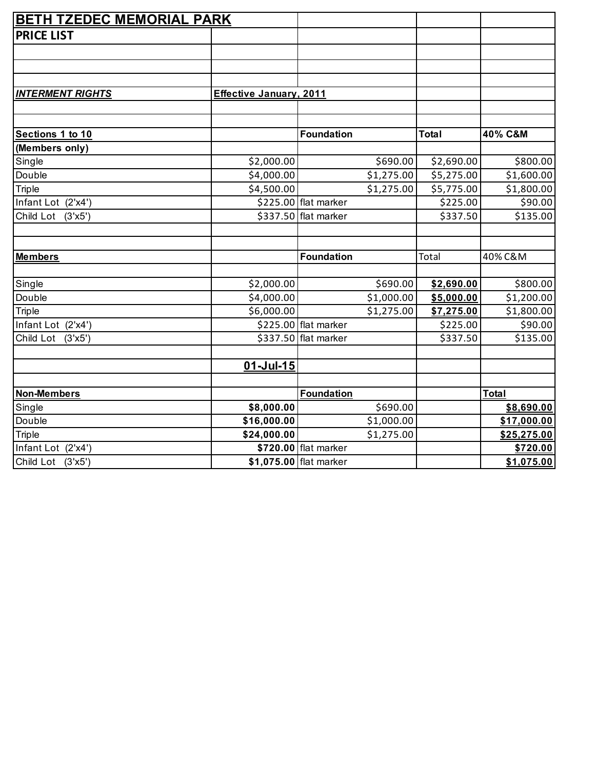# BETH TZEDEC MEMORIAL PARK

## PRICE LIST

| | | | | |
|---|---|---|---|---|
| ***INTERMENT RIGHTS*** | **Effective January, 2011** | | | |
| | | | | |
| **Sections 1 to 10** | | **Foundation** | **Total** | **40% C&M** |
| **(Members only)** | | | | |
| Single | $2,000.00 | $690.00 | $2,690.00 | $800.00 |
| Double | $4,000.00 | $1,275.00 | $5,275.00 | $1,600.00 |
| Triple | $4,500.00 | $1,275.00 | $5,775.00 | $1,800.00 |
| Infant Lot (2'x4') | $225.00 | flat marker | $225.00 | $90.00 |
| Child Lot (3'x5') | $337.50 | flat marker | $337.50 | $135.00 |
| | | | | |
| **Members** | | **Foundation** | Total | 40% C&M |
| | | | | |
| Single | $2,000.00 | $690.00 | **$2,690.00** | $800.00 |
| Double | $4,000.00 | $1,000.00 | **$5,000.00** | $1,200.00 |
| Triple | $6,000.00 | $1,275.00 | **$7,275.00** | $1,800.00 |
| Infant Lot (2'x4') | $225.00 | flat marker | $225.00 | $90.00 |
| Child Lot (3'x5') | $337.50 | flat marker | $337.50 | $135.00 |
| | | | | |
| | **01-Jul-15** | | | |
| | | | | |
| **Non-Members** | | **Foundation** | | **Total** |
| Single | **$8,000.00** | $690.00 | | **$8,690.00** |
| Double | **$16,000.00** | $1,000.00 | | **$17,000.00** |
| Triple | **$24,000.00** | $1,275.00 | | **$25,275.00** |
| Infant Lot (2'x4') | **$720.00** | flat marker | | **$720.00** |
| Child Lot (3'x5') | **$1,075.00** | flat marker | | **$1,075.00** |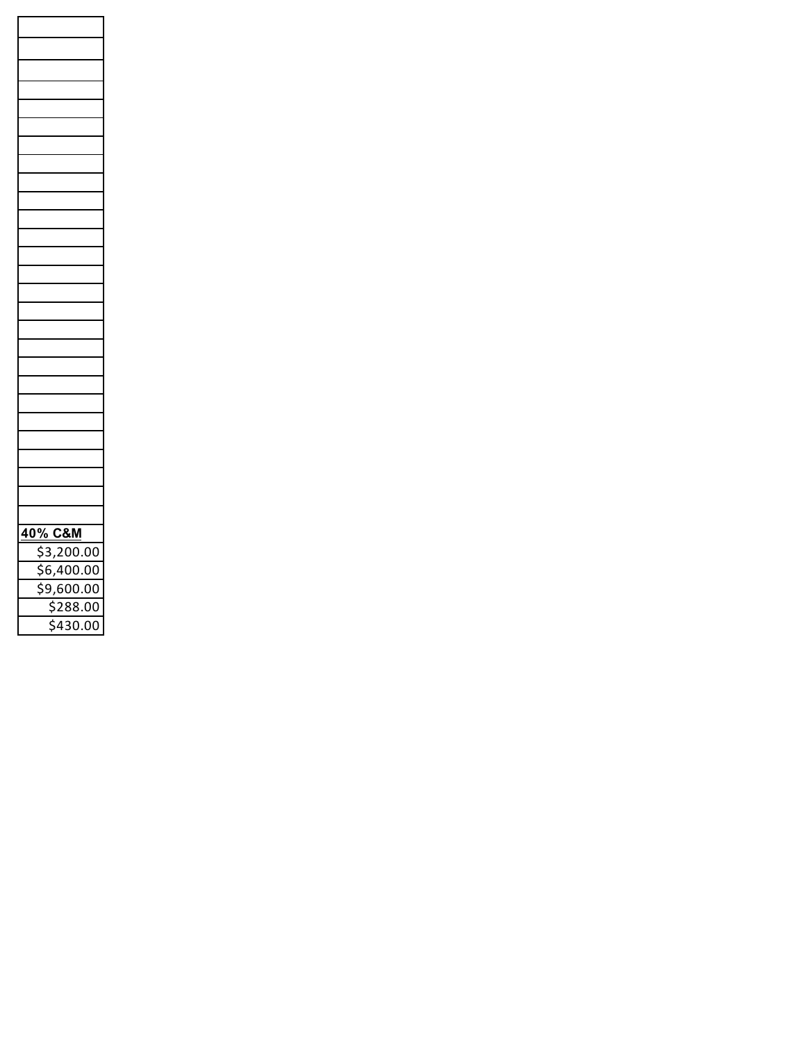| |
|---|
| |
| |
| |
| |
| |
| |
| |
| |
| |
| |
| |
| |
| |
| |
| |
| |
| |
| |
| |
| |
| |
| |
| |
| |
| |
| |
| **40% C&M** |
| $3,200.00 |
| $6,400.00 |
| $9,600.00 |
| $288.00 |
| $430.00 |